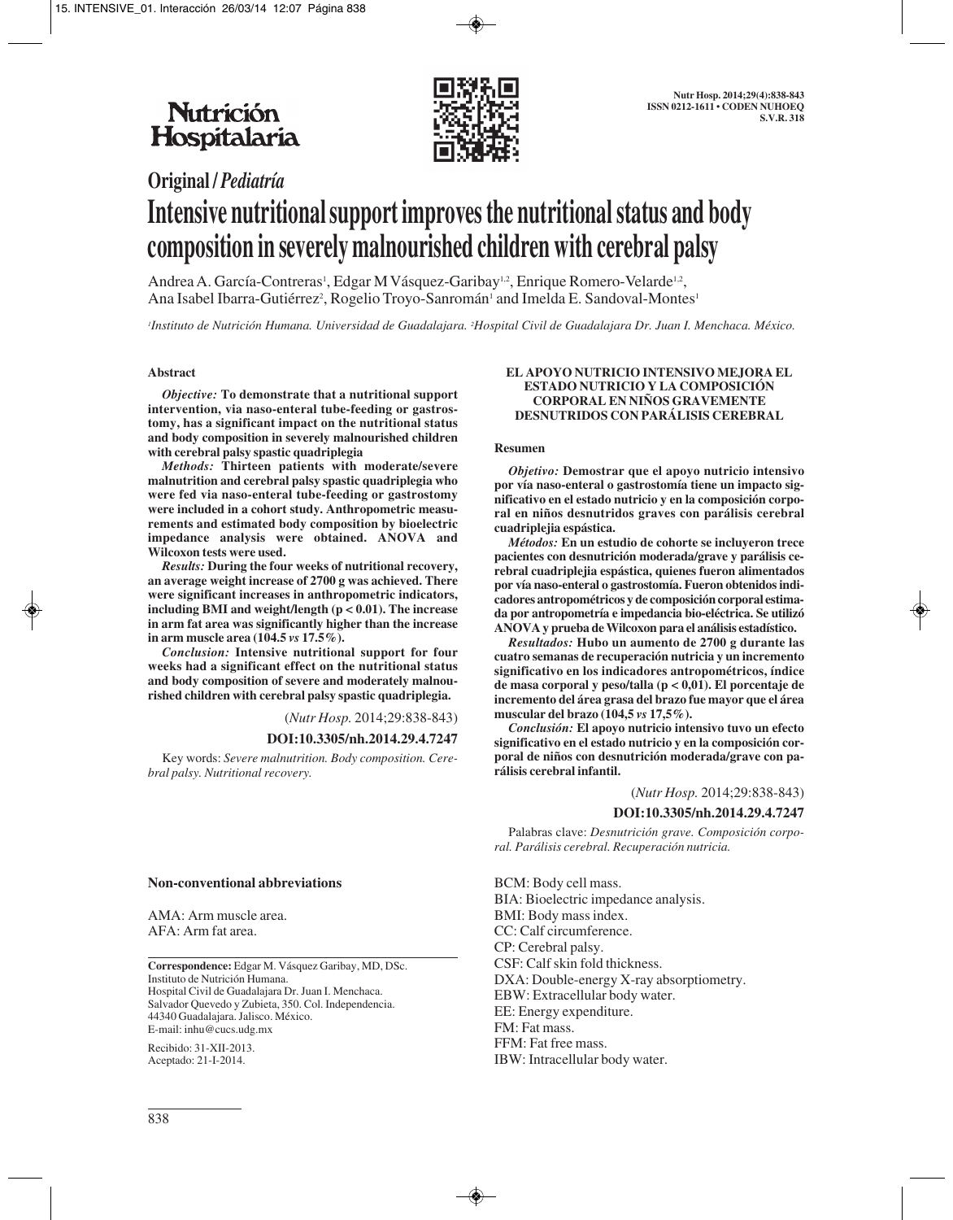Original / *Pediatría*

# Intensive nutritional support improves the nutritional status and body composition in severely malnourished children with cerebral palsy

Andrea A. García-Contreras[1], Edgar M Vásquez-Garibay[1,2], Enrique Romero-Velarde[1,2], Ana Isabel Ibarra-Gutiérrez[2], Rogelio Troyo-Sanromán[1] and Imelda E. Sandoval-Montes[1]

[1]*Instituto de Nutrición Humana. Universidad de Guadalajara.* [2]*Hospital Civil de Guadalajara Dr. Juan I. Menchaca. México.*

## Abstract

***Objective:*** **To demonstrate that a nutritional support intervention, via naso-enteral tube-feeding or gastrostomy, has a significant impact on the nutritional status and body composition in severely malnourished children with cerebral palsy spastic quadriplegia**

***Methods:*** **Thirteen patients with moderate/severe malnutrition and cerebral palsy spastic quadriplegia who were fed via naso-enteral tube-feeding or gastrostomy were included in a cohort study. Anthropometric measurements and estimated body composition by bioelectric impedance analysis were obtained. ANOVA and Wilcoxon tests were used.**

***Results:*** **During the four weeks of nutritional recovery, an average weight increase of 2700 g was achieved. There were significant increases in anthropometric indicators, including BMI and weight/length ($p < 0.01$). The increase in arm fat area was significantly higher than the increase in arm muscle area (104.5 *vs* 17.5%).**

***Conclusion:*** **Intensive nutritional support for four weeks had a significant effect on the nutritional status and body composition of severe and moderately malnourished children with cerebral palsy spastic quadriplegia.**

(*Nutr Hosp.* 2014;29:838-843)

**DOI:10.3305/nh.2014.29.4.7247**

Key words: *Severe malnutrition. Body composition. Cerebral palsy. Nutritional recovery.*

## EL APOYO NUTRICIO INTENSIVO MEJORA EL ESTADO NUTRICIO Y LA COMPOSICIÓN CORPORAL EN NIÑOS GRAVEMENTE DESNUTRIDOS CON PARÁLISIS CEREBRAL

### Resumen

***Objetivo:*** **Demostrar que el apoyo nutricio intensivo por vía naso-enteral o gastrostomía tiene un impacto significativo en el estado nutricio y en la composición corporal en niños desnutridos graves con parálisis cerebral cuadriplejia espástica.**

***Métodos:*** **En un estudio de cohorte se incluyeron trece pacientes con desnutrición moderada/grave y parálisis cerebral cuadriplejia espástica, quienes fueron alimentados por vía naso-enteral o gastrostomía. Fueron obtenidos indicadores antropométricos y de composición corporal estimada por antropometría e impedancia bio-eléctrica. Se utilizó ANOVA y prueba de Wilcoxon para el análisis estadístico.**

***Resultados:*** **Hubo un aumento de 2700 g durante las cuatro semanas de recuperación nutricia y un incremento significativo en los indicadores antropométricos, índice de masa corporal y peso/talla ($p < 0,01$). El porcentaje de incremento del área grasa del brazo fue mayor que el área muscular del brazo (104,5 *vs* 17,5%).**

***Conclusión:*** **El apoyo nutricio intensivo tuvo un efecto significativo en el estado nutricio y en la composición corporal de niños con desnutrición moderada/grave con parálisis cerebral infantil.**

(*Nutr Hosp.* 2014;29:838-843)

**DOI:10.3305/nh.2014.29.4.7247**

Palabras clave: *Desnutrición grave. Composición corporal. Parálisis cerebral. Recuperación nutricia.*

**Non-conventional abbreviations**

AMA: Arm muscle area.
AFA: Arm fat area.
BCM: Body cell mass.
BIA: Bioelectric impedance analysis.
BMI: Body mass index.
CC: Calf circumference.
CP: Cerebral palsy.
CSF: Calf skin fold thickness.
DXA: Double-energy X-ray absorptiometry.
EBW: Extracellular body water.
EE: Energy expenditure.
FM: Fat mass.
FFM: Fat free mass.
IBW: Intracellular body water.

**Correspondence:** Edgar M. Vásquez Garibay, MD, DSc.
Instituto de Nutrición Humana.
Hospital Civil de Guadalajara Dr. Juan I. Menchaca.
Salvador Quevedo y Zubieta, 350. Col. Independencia.
44340 Guadalajara. Jalisco. México.
E-mail: inhu@cucs.udg.mx

Recibido: 31-XII-2013.
Aceptado: 21-I-2014.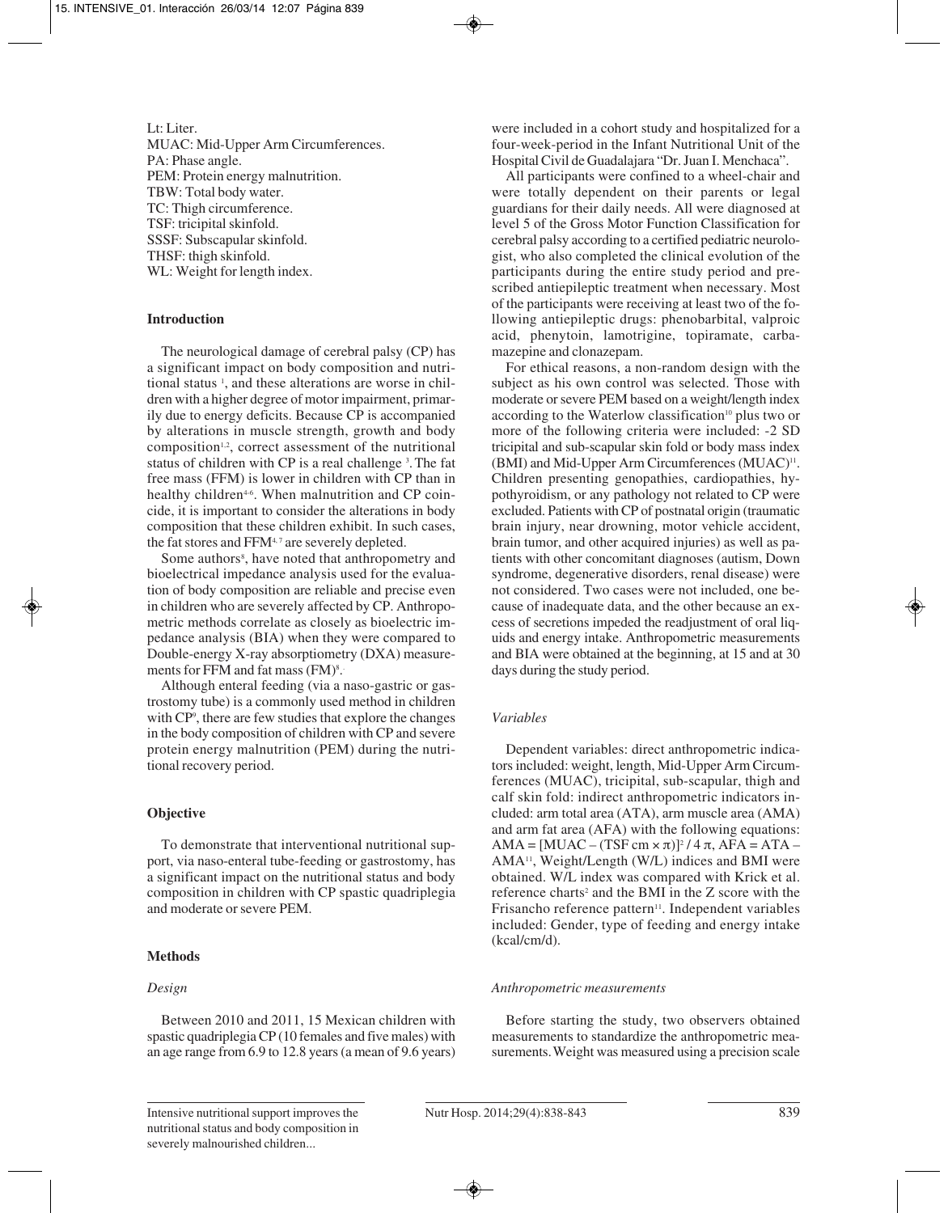Lt: Liter.
MUAC: Mid-Upper Arm Circumferences.
PA: Phase angle.
PEM: Protein energy malnutrition.
TBW: Total body water.
TC: Thigh circumference.
TSF: tricipital skinfold.
SSSF: Subscapular skinfold.
THSF: thigh skinfold.
WL: Weight for length index.

## Introduction

The neurological damage of cerebral palsy (CP) has a significant impact on body composition and nutritional status [1], and these alterations are worse in children with a higher degree of motor impairment, primarily due to energy deficits. Because CP is accompanied by alterations in muscle strength, growth and body composition[1,2], correct assessment of the nutritional status of children with CP is a real challenge [3]. The fat free mass (FFM) is lower in children with CP than in healthy children[4-6]. When malnutrition and CP coincide, it is important to consider the alterations in body composition that these children exhibit. In such cases, the fat stores and FFM[4,7] are severely depleted.

Some authors[8], have noted that anthropometry and bioelectrical impedance analysis used for the evaluation of body composition are reliable and precise even in children who are severely affected by CP. Anthropometric methods correlate as closely as bioelectric impedance analysis (BIA) when they were compared to Double-energy X-ray absorptiometry (DXA) measurements for FFM and fat mass (FM)[8].

Although enteral feeding (via a naso-gastric or gastrostomy tube) is a commonly used method in children with CP[9], there are few studies that explore the changes in the body composition of children with CP and severe protein energy malnutrition (PEM) during the nutritional recovery period.

## Objective

To demonstrate that interventional nutritional support, via naso-enteral tube-feeding or gastrostomy, has a significant impact on the nutritional status and body composition in children with CP spastic quadriplegia and moderate or severe PEM.

## Methods

### *Design*

Between 2010 and 2011, 15 Mexican children with spastic quadriplegia CP (10 females and five males) with an age range from 6.9 to 12.8 years (a mean of 9.6 years) were included in a cohort study and hospitalized for a four-week-period in the Infant Nutritional Unit of the Hospital Civil de Guadalajara "Dr. Juan I. Menchaca".

All participants were confined to a wheel-chair and were totally dependent on their parents or legal guardians for their daily needs. All were diagnosed at level 5 of the Gross Motor Function Classification for cerebral palsy according to a certified pediatric neurologist, who also completed the clinical evolution of the participants during the entire study period and prescribed antiepileptic treatment when necessary. Most of the participants were receiving at least two of the following antiepileptic drugs: phenobarbital, valproic acid, phenytoin, lamotrigine, topiramate, carbamazepine and clonazepam.

For ethical reasons, a non-random design with the subject as his own control was selected. Those with moderate or severe PEM based on a weight/length index according to the Waterlow classification[10] plus two or more of the following criteria were included: -2 SD tricipital and sub-scapular skin fold or body mass index (BMI) and Mid-Upper Arm Circumferences (MUAC)[11]. Children presenting genopathies, cardiopathies, hypothyroidism, or any pathology not related to CP were excluded. Patients with CP of postnatal origin (traumatic brain injury, near drowning, motor vehicle accident, brain tumor, and other acquired injuries) as well as patients with other concomitant diagnoses (autism, Down syndrome, degenerative disorders, renal disease) were not considered. Two cases were not included, one because of inadequate data, and the other because an excess of secretions impeded the readjustment of oral liquids and energy intake. Anthropometric measurements and BIA were obtained at the beginning, at 15 and at 30 days during the study period.

### *Variables*

Dependent variables: direct anthropometric indicators included: weight, length, Mid-Upper Arm Circumferences (MUAC), tricipital, sub-scapular, thigh and calf skin fold: indirect anthropometric indicators included: arm total area (ATA), arm muscle area (AMA) and arm fat area (AFA) with the following equations: $AMA = [MUAC - (TSF\ cm \times \pi)]^2 / 4\pi$, $AFA = ATA - AMA$[11], Weight/Length (W/L) indices and BMI were obtained. W/L index was compared with Krick et al. reference charts[2] and the BMI in the Z score with the Frisancho reference pattern[11]. Independent variables included: Gender, type of feeding and energy intake (kcal/cm/d).

### *Anthropometric measurements*

Before starting the study, two observers obtained measurements to standardize the anthropometric measurements. Weight was measured using a precision scale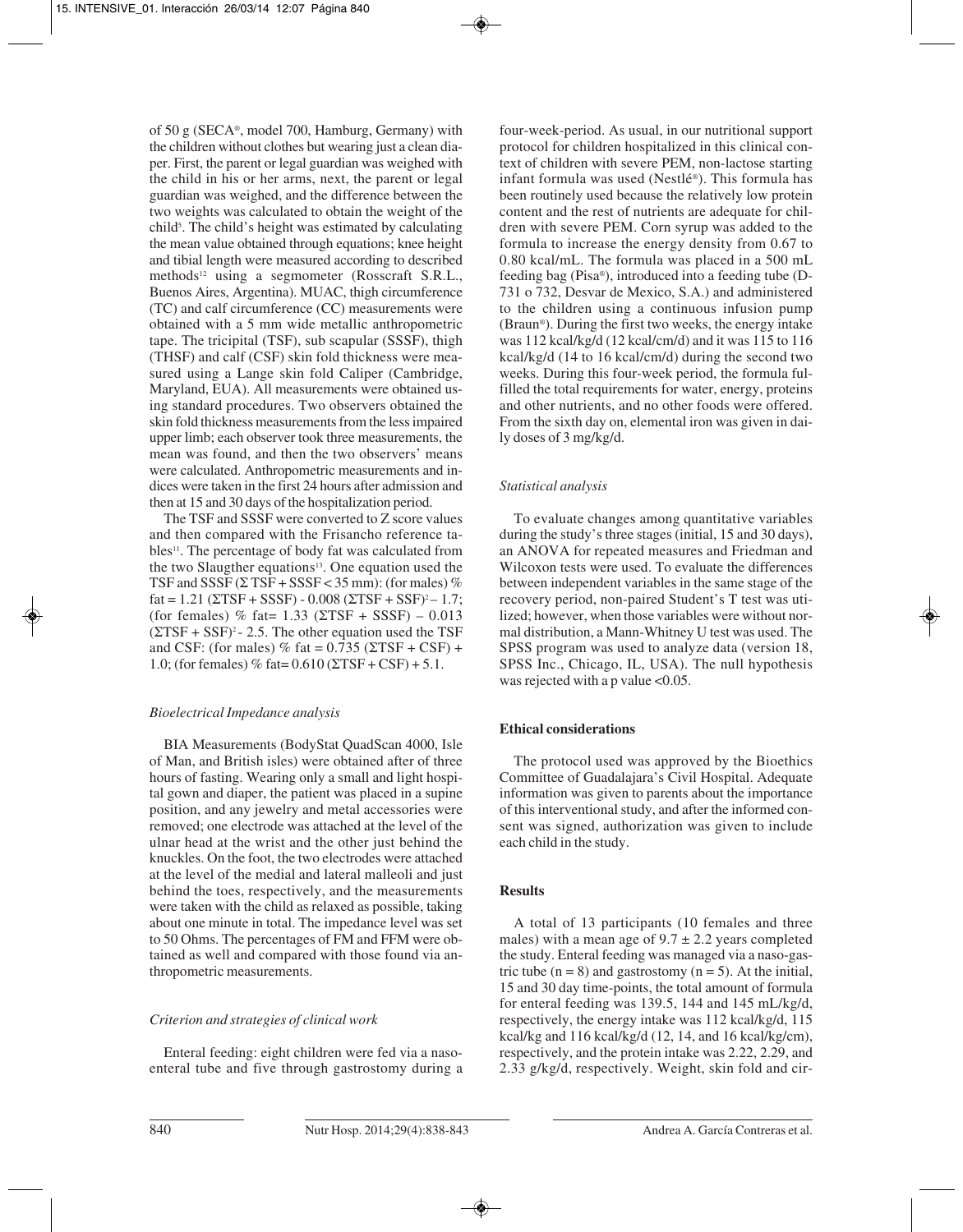of 50 g (SECA®, model 700, Hamburg, Germany) with the children without clothes but wearing just a clean diaper. First, the parent or legal guardian was weighed with the child in his or her arms, next, the parent or legal guardian was weighed, and the difference between the two weights was calculated to obtain the weight of the child[5]. The child's height was estimated by calculating the mean value obtained through equations; knee height and tibial length were measured according to described methods[12] using a segmometer (Rosscraft S.R.L., Buenos Aires, Argentina). MUAC, thigh circumference (TC) and calf circumference (CC) measurements were obtained with a 5 mm wide metallic anthropometric tape. The tricipital (TSF), sub scapular (SSSF), thigh (THSF) and calf (CSF) skin fold thickness were measured using a Lange skin fold Caliper (Cambridge, Maryland, EUA). All measurements were obtained using standard procedures. Two observers obtained the skin fold thickness measurements from the less impaired upper limb; each observer took three measurements, the mean was found, and then the two observers' means were calculated. Anthropometric measurements and indices were taken in the first 24 hours after admission and then at 15 and 30 days of the hospitalization period.

The TSF and SSSF were converted to Z score values and then compared with the Frisancho reference tables[11]. The percentage of body fat was calculated from the two Slaugther equations[13]. One equation used the TSF and SSSF ($\Sigma$ TSF + SSSF < 35 mm): (for males) % fat = 1.21 ($\Sigma$TSF + SSSF) - 0.008 ($\Sigma$TSF + SSF)$^2$ – 1.7; (for females) % fat= 1.33 ($\Sigma$TSF + SSSF) – 0.013 ($\Sigma$TSF + SSF)$^2$ - 2.5. The other equation used the TSF and CSF: (for males) % fat = 0.735 ($\Sigma$TSF + CSF) + 1.0; (for females) % fat= 0.610 ($\Sigma$TSF + CSF) + 5.1.

### *Bioelectrical Impedance analysis*

BIA Measurements (BodyStat QuadScan 4000, Isle of Man, and British isles) were obtained after of three hours of fasting. Wearing only a small and light hospital gown and diaper, the patient was placed in a supine position, and any jewelry and metal accessories were removed; one electrode was attached at the level of the ulnar head at the wrist and the other just behind the knuckles. On the foot, the two electrodes were attached at the level of the medial and lateral malleoli and just behind the toes, respectively, and the measurements were taken with the child as relaxed as possible, taking about one minute in total. The impedance level was set to 50 Ohms. The percentages of FM and FFM were obtained as well and compared with those found via anthropometric measurements.

### *Criterion and strategies of clinical work*

Enteral feeding: eight children were fed via a naso-enteral tube and five through gastrostomy during a four-week-period. As usual, in our nutritional support protocol for children hospitalized in this clinical context of children with severe PEM, non-lactose starting infant formula was used (Nestlé®). This formula has been routinely used because the relatively low protein content and the rest of nutrients are adequate for children with severe PEM. Corn syrup was added to the formula to increase the energy density from 0.67 to 0.80 kcal/mL. The formula was placed in a 500 mL feeding bag (Pisa®), introduced into a feeding tube (D-731 o 732, Desvar de Mexico, S.A.) and administered to the children using a continuous infusion pump (Braun®). During the first two weeks, the energy intake was 112 kcal/kg/d (12 kcal/cm/d) and it was 115 to 116 kcal/kg/d (14 to 16 kcal/cm/d) during the second two weeks. During this four-week period, the formula fulfilled the total requirements for water, energy, proteins and other nutrients, and no other foods were offered. From the sixth day on, elemental iron was given in daily doses of 3 mg/kg/d.

### *Statistical analysis*

To evaluate changes among quantitative variables during the study's three stages (initial, 15 and 30 days), an ANOVA for repeated measures and Friedman and Wilcoxon tests were used. To evaluate the differences between independent variables in the same stage of the recovery period, non-paired Student's T test was utilized; however, when those variables were without normal distribution, a Mann-Whitney U test was used. The SPSS program was used to analyze data (version 18, SPSS Inc., Chicago, IL, USA). The null hypothesis was rejected with a p value <0.05.

## **Ethical considerations**

The protocol used was approved by the Bioethics Committee of Guadalajara's Civil Hospital. Adequate information was given to parents about the importance of this interventional study, and after the informed consent was signed, authorization was given to include each child in the study.

## **Results**

A total of 13 participants (10 females and three males) with a mean age of 9.7 ± 2.2 years completed the study. Enteral feeding was managed via a naso-gastric tube (n = 8) and gastrostomy (n = 5). At the initial, 15 and 30 day time-points, the total amount of formula for enteral feeding was 139.5, 144 and 145 mL/kg/d, respectively, the energy intake was 112 kcal/kg/d, 115 kcal/kg and 116 kcal/kg/d (12, 14, and 16 kcal/kg/cm), respectively, and the protein intake was 2.22, 2.29, and 2.33 g/kg/d, respectively. Weight, skin fold and cir-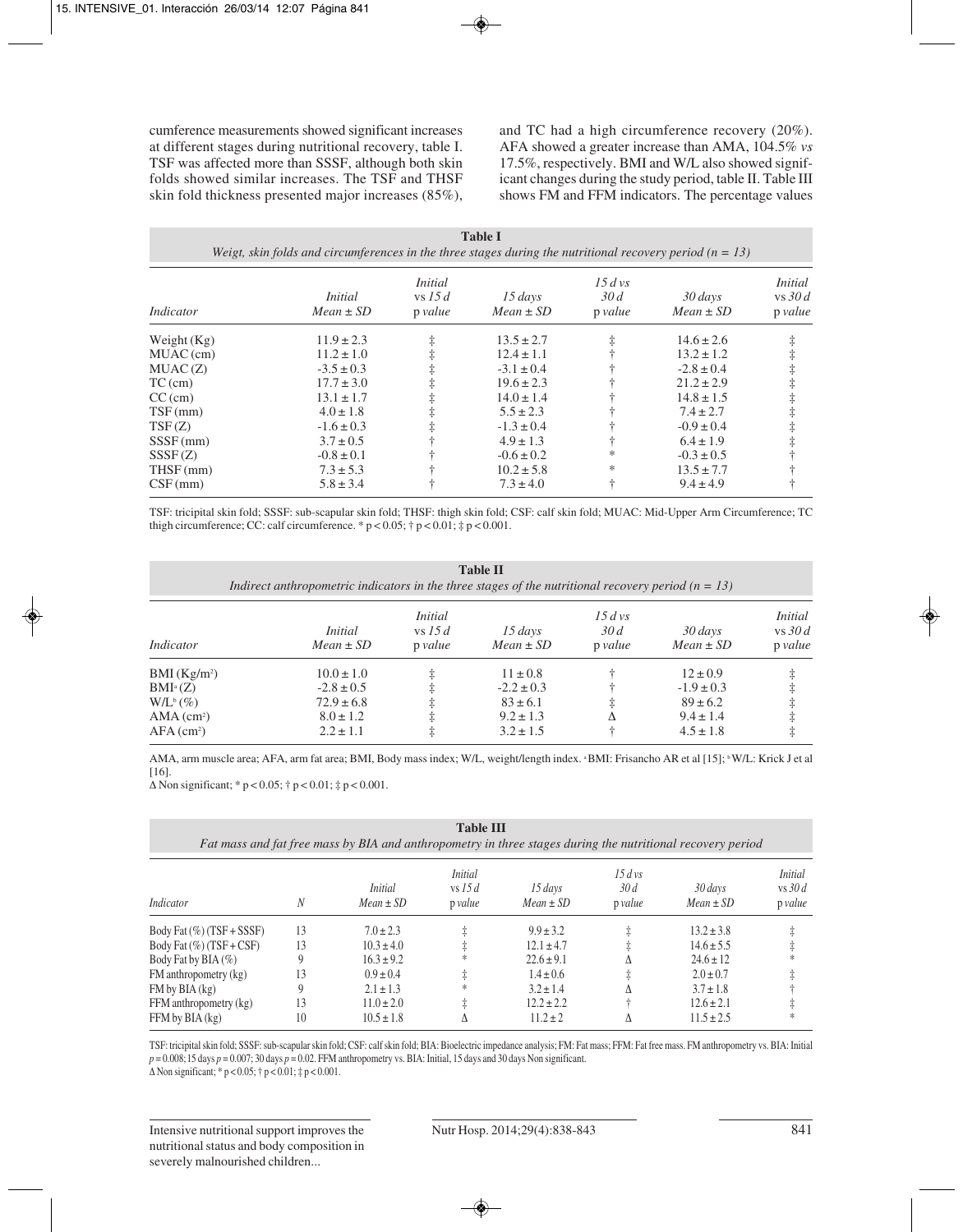cumference measurements showed significant increases at different stages during nutritional recovery, table I. TSF was affected more than SSSF, although both skin folds showed similar increases. The TSF and THSF skin fold thickness presented major increases (85%), and TC had a high circumference recovery (20%). AFA showed a greater increase than AMA, 104.5% *vs* 17.5%, respectively. BMI and W/L also showed significant changes during the study period, table II. Table III shows FM and FFM indicators. The percentage values

**Table I**
*Weigt, skin folds and circumferences in the three stages during the nutritional recovery period (n = 13)*

| *Indicator* | *Initial Mean ± SD* | *Initial vs 15 d* p *value* | *15 days Mean ± SD* | *15 d vs 30 d* p *value* | *30 days Mean ± SD* | *Initial vs 30 d* p *value* |
|---|---|---|---|---|---|---|
| Weight (Kg) | 11.9 ± 2.3 | ‡ | 13.5 ± 2.7 | ‡ | 14.6 ± 2.6 | ‡ |
| MUAC (cm) | 11.2 ± 1.0 | ‡ | 12.4 ± 1.1 | † | 13.2 ± 1.2 | ‡ |
| MUAC (Z) | -3.5 ± 0.3 | ‡ | -3.1 ± 0.4 | † | -2.8 ± 0.4 | ‡ |
| TC (cm) | 17.7 ± 3.0 | ‡ | 19.6 ± 2.3 | † | 21.2 ± 2.9 | ‡ |
| CC (cm) | 13.1 ± 1.7 | ‡ | 14.0 ± 1.4 | † | 14.8 ± 1.5 | ‡ |
| TSF (mm) | 4.0 ± 1.8 | ‡ | 5.5 ± 2.3 | † | 7.4 ± 2.7 | ‡ |
| TSF (Z) | -1.6 ± 0.3 | ‡ | -1.3 ± 0.4 | † | -0.9 ± 0.4 | ‡ |
| SSSF (mm) | 3.7 ± 0.5 | † | 4.9 ± 1.3 | † | 6.4 ± 1.9 | ‡ |
| SSSF (Z) | -0.8 ± 0.1 | † | -0.6 ± 0.2 | * | -0.3 ± 0.5 | † |
| THSF (mm) | 7.3 ± 5.3 | † | 10.2 ± 5.8 | * | 13.5 ± 7.7 | † |
| CSF (mm) | 5.8 ± 3.4 | † | 7.3 ± 4.0 | † | 9.4 ± 4.9 | † |

TSF: tricipital skin fold; SSSF: sub-scapular skin fold; THSF: thigh skin fold; CSF: calf skin fold; MUAC: Mid-Upper Arm Circumference; TC thigh circumference; CC: calf circumference. * $p < 0.05$; † $p < 0.01$; ‡ $p < 0.001$.

**Table II**
*Indirect anthropometric indicators in the three stages of the nutritional recovery period (n = 13)*

| *Indicator* | *Initial Mean ± SD* | *Initial vs 15 d* p *value* | *15 days Mean ± SD* | *15 d vs 30 d* p *value* | *30 days Mean ± SD* | *Initial vs 30 d* p *value* |
|---|---|---|---|---|---|---|
| BMI (Kg/m²) | 10.0 ± 1.0 | ‡ | 11 ± 0.8 | † | 12 ± 0.9 | ‡ |
| BMI[a] (Z) | -2.8 ± 0.5 | ‡ | -2.2 ± 0.3 | † | -1.9 ± 0.3 | ‡ |
| W/L[b] (%) | 72.9 ± 6.8 | ‡ | 83 ± 6.1 | ‡ | 89 ± 6.2 | ‡ |
| AMA (cm²) | 8.0 ± 1.2 | ‡ | 9.2 ± 1.3 | Δ | 9.4 ± 1.4 | ‡ |
| AFA (cm²) | 2.2 ± 1.1 | ‡ | 3.2 ± 1.5 | † | 4.5 ± 1.8 | ‡ |

AMA, arm muscle area; AFA, arm fat area; BMI, Body mass index; W/L, weight/length index. [a]BMI: Frisancho AR et al [15]; [b]W/L: Krick J et al [16].
Δ Non significant; * $p < 0.05$; † $p < 0.01$; ‡ $p < 0.001$.

**Table III**
*Fat mass and fat free mass by BIA and anthropometry in three stages during the nutritional recovery period*

| *Indicator* | *N* | *Initial Mean ± SD* | *Initial vs 15 d* p *value* | *15 days Mean ± SD* | *15 d vs 30 d* p *value* | *30 days Mean ± SD* | *Initial vs 30 d* p *value* |
|---|---|---|---|---|---|---|---|
| Body Fat (%) (TSF + SSSF) | 13 | 7.0 ± 2.3 | ‡ | 9.9 ± 3.2 | ‡ | 13.2 ± 3.8 | ‡ |
| Body Fat (%) (TSF + CSF) | 13 | 10.3 ± 4.0 | ‡ | 12.1 ± 4.7 | ‡ | 14.6 ± 5.5 | ‡ |
| Body Fat by BIA (%) | 9 | 16.3 ± 9.2 | * | 22.6 ± 9.1 | Δ | 24.6 ± 12 | * |
| FM anthropometry (kg) | 13 | 0.9 ± 0.4 | ‡ | 1.4 ± 0.6 | ‡ | 2.0 ± 0.7 | ‡ |
| FM by BIA (kg) | 9 | 2.1 ± 1.3 | * | 3.2 ± 1.4 | Δ | 3.7 ± 1.8 | † |
| FFM anthropometry (kg) | 13 | 11.0 ± 2.0 | ‡ | 12.2 ± 2.2 | † | 12.6 ± 2.1 | ‡ |
| FFM by BIA (kg) | 10 | 10.5 ± 1.8 | Δ | 11.2 ± 2 | Δ | 11.5 ± 2.5 | * |

TSF: tricipital skin fold; SSSF: sub-scapular skin fold; CSF: calf skin fold; BIA: Bioelectric impedance analysis; FM: Fat mass; FFM: Fat free mass. FM anthropometry vs. BIA: Initial $p = 0.008$; 15 days $p = 0.007$; 30 days $p = 0.02$. FFM anthropometry vs. BIA: Initial, 15 days and 30 days Non significant.
Δ Non significant; * $p < 0.05$; † $p < 0.01$; ‡ $p < 0.001$.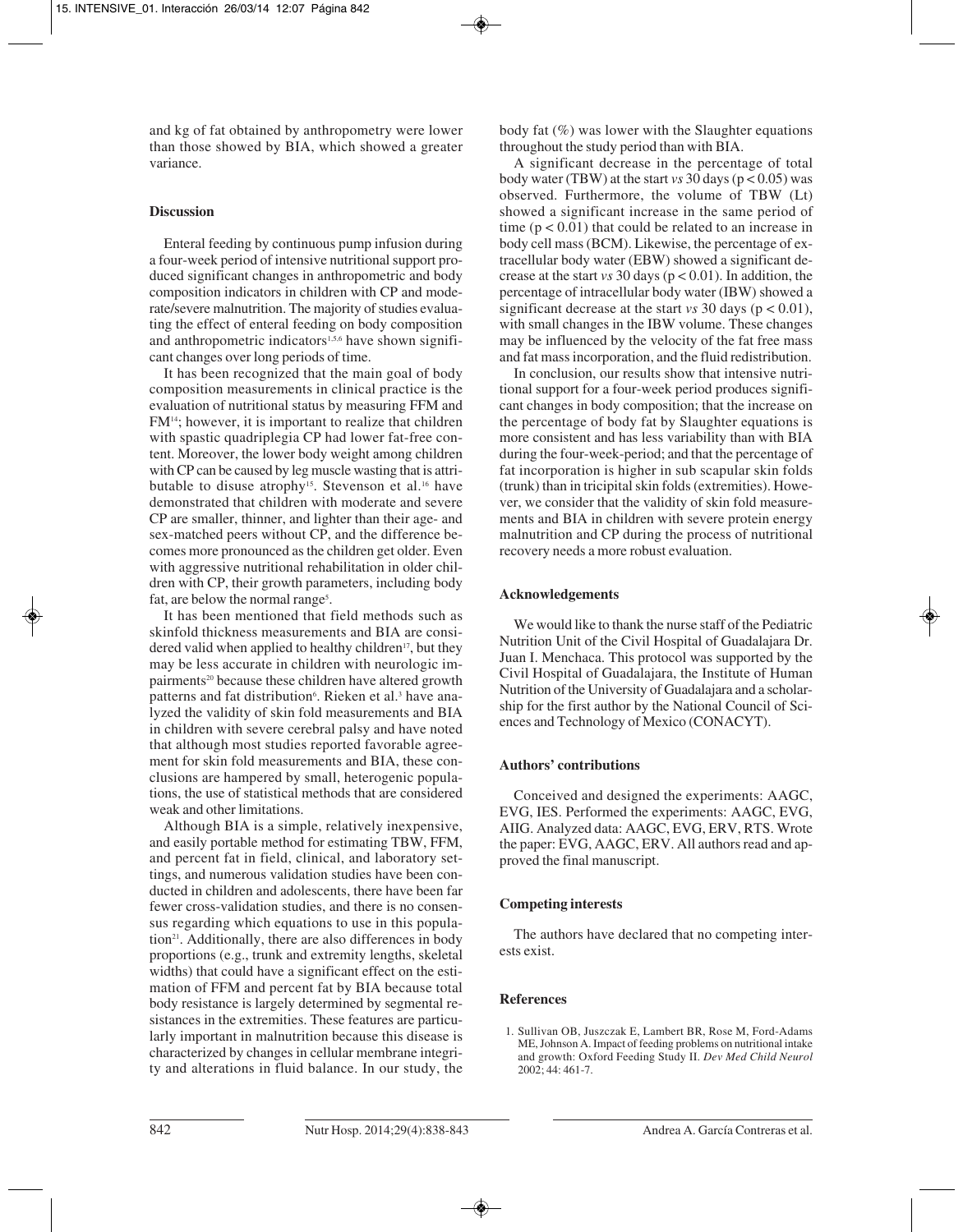and kg of fat obtained by anthropometry were lower than those showed by BIA, which showed a greater variance.

## Discussion

Enteral feeding by continuous pump infusion during a four-week period of intensive nutritional support produced significant changes in anthropometric and body composition indicators in children with CP and moderate/severe malnutrition. The majority of studies evaluating the effect of enteral feeding on body composition and anthropometric indicators[1,5,6] have shown significant changes over long periods of time.

It has been recognized that the main goal of body composition measurements in clinical practice is the evaluation of nutritional status by measuring FFM and FM[14]; however, it is important to realize that children with spastic quadriplegia CP had lower fat-free content. Moreover, the lower body weight among children with CP can be caused by leg muscle wasting that is attributable to disuse atrophy[15]. Stevenson et al.[16] have demonstrated that children with moderate and severe CP are smaller, thinner, and lighter than their age- and sex-matched peers without CP, and the difference becomes more pronounced as the children get older. Even with aggressive nutritional rehabilitation in older children with CP, their growth parameters, including body fat, are below the normal range[5].

It has been mentioned that field methods such as skinfold thickness measurements and BIA are considered valid when applied to healthy children[17], but they may be less accurate in children with neurologic impairments[20] because these children have altered growth patterns and fat distribution[6]. Rieken et al.[3] have analyzed the validity of skin fold measurements and BIA in children with severe cerebral palsy and have noted that although most studies reported favorable agreement for skin fold measurements and BIA, these conclusions are hampered by small, heterogenic populations, the use of statistical methods that are considered weak and other limitations.

Although BIA is a simple, relatively inexpensive, and easily portable method for estimating TBW, FFM, and percent fat in field, clinical, and laboratory settings, and numerous validation studies have been conducted in children and adolescents, there have been far fewer cross-validation studies, and there is no consensus regarding which equations to use in this population[21]. Additionally, there are also differences in body proportions (e.g., trunk and extremity lengths, skeletal widths) that could have a significant effect on the estimation of FFM and percent fat by BIA because total body resistance is largely determined by segmental resistances in the extremities. These features are particularly important in malnutrition because this disease is characterized by changes in cellular membrane integrity and alterations in fluid balance. In our study, the body fat (%) was lower with the Slaughter equations throughout the study period than with BIA.

A significant decrease in the percentage of total body water (TBW) at the start *vs* 30 days ($p < 0.05$) was observed. Furthermore, the volume of TBW (Lt) showed a significant increase in the same period of time ($p < 0.01$) that could be related to an increase in body cell mass (BCM). Likewise, the percentage of extracellular body water (EBW) showed a significant decrease at the start *vs* 30 days ($p < 0.01$). In addition, the percentage of intracellular body water (IBW) showed a significant decrease at the start *vs* 30 days ($p < 0.01$), with small changes in the IBW volume. These changes may be influenced by the velocity of the fat free mass and fat mass incorporation, and the fluid redistribution.

In conclusion, our results show that intensive nutritional support for a four-week period produces significant changes in body composition; that the increase on the percentage of body fat by Slaughter equations is more consistent and has less variability than with BIA during the four-week-period; and that the percentage of fat incorporation is higher in sub scapular skin folds (trunk) than in tricipital skin folds (extremities). However, we consider that the validity of skin fold measurements and BIA in children with severe protein energy malnutrition and CP during the process of nutritional recovery needs a more robust evaluation.

## Acknowledgements

We would like to thank the nurse staff of the Pediatric Nutrition Unit of the Civil Hospital of Guadalajara Dr. Juan I. Menchaca. This protocol was supported by the Civil Hospital of Guadalajara, the Institute of Human Nutrition of the University of Guadalajara and a scholarship for the first author by the National Council of Sciences and Technology of Mexico (CONACYT).

## Authors' contributions

Conceived and designed the experiments: AAGC, EVG, IES. Performed the experiments: AAGC, EVG, AIIG. Analyzed data: AAGC, EVG, ERV, RTS. Wrote the paper: EVG, AAGC, ERV. All authors read and approved the final manuscript.

## Competing interests

The authors have declared that no competing interests exist.

## References

1. Sullivan OB, Juszczak E, Lambert BR, Rose M, Ford-Adams ME, Johnson A. Impact of feeding problems on nutritional intake and growth: Oxford Feeding Study II. *Dev Med Child Neurol* 2002; 44: 461-7.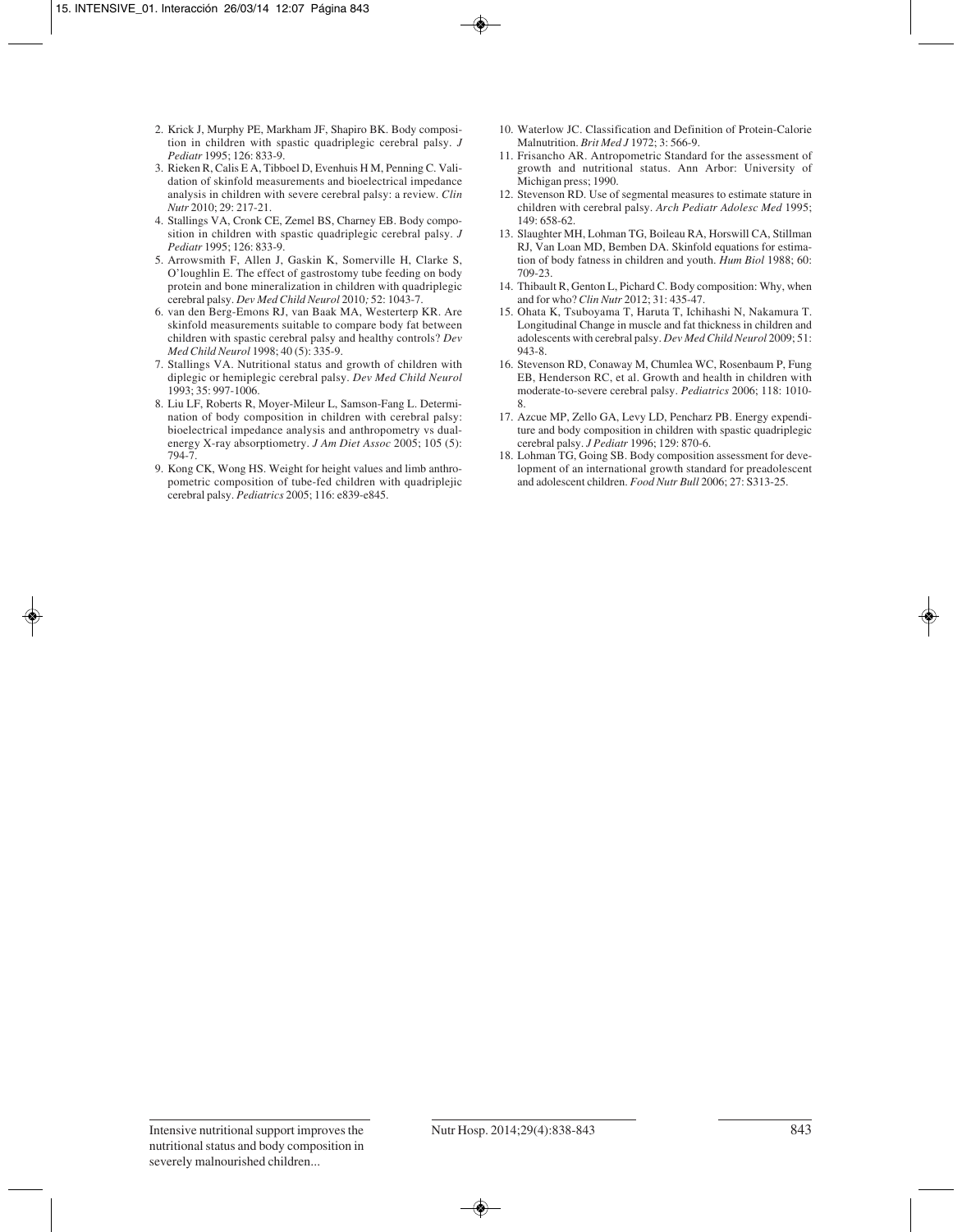2. Krick J, Murphy PE, Markham JF, Shapiro BK. Body composition in children with spastic quadriplegic cerebral palsy. *J Pediatr* 1995; 126: 833-9.
3. Rieken R, Calis E A, Tibboel D, Evenhuis H M, Penning C. Validation of skinfold measurements and bioelectrical impedance analysis in children with severe cerebral palsy: a review. *Clin Nutr* 2010; 29: 217-21.
4. Stallings VA, Cronk CE, Zemel BS, Charney EB. Body composition in children with spastic quadriplegic cerebral palsy. *J Pediatr* 1995; 126: 833-9.
5. Arrowsmith F, Allen J, Gaskin K, Somerville H, Clarke S, O'loughlin E. The effect of gastrostomy tube feeding on body protein and bone mineralization in children with quadriplegic cerebral palsy. *Dev Med Child Neurol* 2010; 52: 1043-7.
6. van den Berg-Emons RJ, van Baak MA, Westerterp KR. Are skinfold measurements suitable to compare body fat between children with spastic cerebral palsy and healthy controls? *Dev Med Child Neurol* 1998; 40 (5): 335-9.
7. Stallings VA. Nutritional status and growth of children with diplegic or hemiplegic cerebral palsy. *Dev Med Child Neurol* 1993; 35: 997-1006.
8. Liu LF, Roberts R, Moyer-Mileur L, Samson-Fang L. Determination of body composition in children with cerebral palsy: bioelectrical impedance analysis and anthropometry vs dual-energy X-ray absorptiometry. *J Am Diet Assoc* 2005; 105 (5): 794-7.
9. Kong CK, Wong HS. Weight for height values and limb anthropometric composition of tube-fed children with quadriplejic cerebral palsy. *Pediatrics* 2005; 116: e839-e845.
10. Waterlow JC. Classification and Definition of Protein-Calorie Malnutrition. *Brit Med J* 1972; 3: 566-9.
11. Frisancho AR. Antropometric Standard for the assessment of growth and nutritional status. Ann Arbor: University of Michigan press; 1990.
12. Stevenson RD. Use of segmental measures to estimate stature in children with cerebral palsy. *Arch Pediatr Adolesc Med* 1995; 149: 658-62.
13. Slaughter MH, Lohman TG, Boileau RA, Horswill CA, Stillman RJ, Van Loan MD, Bemben DA. Skinfold equations for estimation of body fatness in children and youth. *Hum Biol* 1988; 60: 709-23.
14. Thibault R, Genton L, Pichard C. Body composition: Why, when and for who? *Clin Nutr* 2012; 31: 435-47.
15. Ohata K, Tsuboyama T, Haruta T, Ichihashi N, Nakamura T. Longitudinal Change in muscle and fat thickness in children and adolescents with cerebral palsy. *Dev Med Child Neurol* 2009; 51: 943-8.
16. Stevenson RD, Conaway M, Chumlea WC, Rosenbaum P, Fung EB, Henderson RC, et al. Growth and health in children with moderate-to-severe cerebral palsy. *Pediatrics* 2006; 118: 1010-8.
17. Azcue MP, Zello GA, Levy LD, Pencharz PB. Energy expenditure and body composition in children with spastic quadriplegic cerebral palsy. *J Pediatr* 1996; 129: 870-6.
18. Lohman TG, Going SB. Body composition assessment for development of an international growth standard for preadolescent and adolescent children. *Food Nutr Bull* 2006; 27: S313-25.